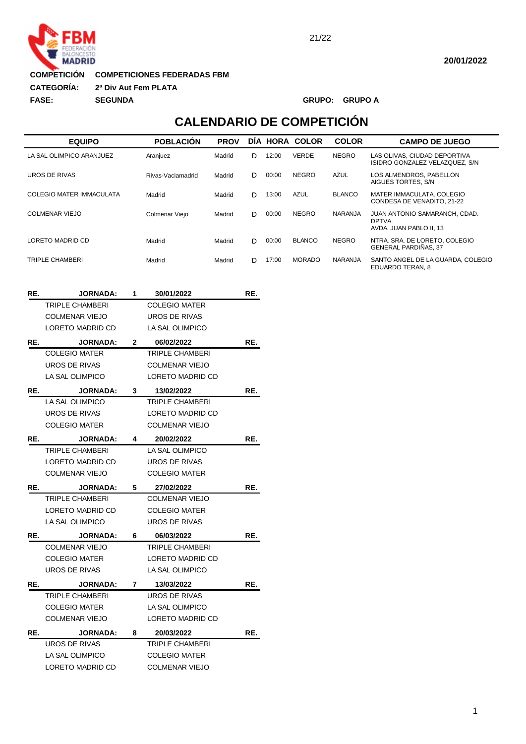**COMPETICIÓN** COMPETICIONES FEDERADAS FBM

**CATEGORÍA:** 2ª Div Aut Fem PLATA

**FASE:** SEGUNDA

**GRUPO:** GRUPO A

**20/01/2022**

# CALENDARIO DE COMPETICIÓN

| EQUIPO | POBLACIÓN | PROV | DÍA | HORA | COLOR | COLOR | CAMPO DE JUEGO |
|---|---|---|---|---|---|---|---|
| LA SAL OLIMPICO ARANJUEZ | Aranjuez | Madrid | D | 12:00 | VERDE | NEGRO | LAS OLIVAS, CIUDAD DEPORTIVA ISIDRO GONZALEZ VELAZQUEZ, S/N |
| UROS DE RIVAS | Rivas-Vaciamadrid | Madrid | D | 00:00 | NEGRO | AZUL | LOS ALMENDROS, PABELLON AIGUES TORTES, S/N |
| COLEGIO MATER IMMACULATA | Madrid | Madrid | D | 13:00 | AZUL | BLANCO | MATER IMMACULATA, COLEGIO CONDESA DE VENADITO, 21-22 |
| COLMENAR VIEJO | Colmenar Viejo | Madrid | D | 00:00 | NEGRO | NARANJA | JUAN ANTONIO SAMARANCH, CDAD. DPTVA. AVDA. JUAN PABLO II, 13 |
| LORETO MADRID CD | Madrid | Madrid | D | 00:00 | BLANCO | NEGRO | NTRA. SRA. DE LORETO, COLEGIO GENERAL PARDIÑAS, 37 |
| TRIPLE CHAMBERI | Madrid | Madrid | D | 17:00 | MORADO | NARANJA | SANTO ANGEL DE LA GUARDA, COLEGIO EDUARDO TERAN, 8 |

| RE. | JORNADA: 1 | 30/01/2022 | RE. |
|---|---|---|---|
| | TRIPLE CHAMBERI | COLEGIO MATER | |
| | COLMENAR VIEJO | UROS DE RIVAS | |
| | LORETO MADRID CD | LA SAL OLIMPICO | |

| RE. | JORNADA: 2 | 06/02/2022 | RE. |
|---|---|---|---|
| | COLEGIO MATER | TRIPLE CHAMBERI | |
| | UROS DE RIVAS | COLMENAR VIEJO | |
| | LA SAL OLIMPICO | LORETO MADRID CD | |

| RE. | JORNADA: 3 | 13/02/2022 | RE. |
|---|---|---|---|
| | LA SAL OLIMPICO | TRIPLE CHAMBERI | |
| | UROS DE RIVAS | LORETO MADRID CD | |
| | COLEGIO MATER | COLMENAR VIEJO | |

| RE. | JORNADA: 4 | 20/02/2022 | RE. |
|---|---|---|---|
| | TRIPLE CHAMBERI | LA SAL OLIMPICO | |
| | LORETO MADRID CD | UROS DE RIVAS | |
| | COLMENAR VIEJO | COLEGIO MATER | |

| RE. | JORNADA: 5 | 27/02/2022 | RE. |
|---|---|---|---|
| | TRIPLE CHAMBERI | COLMENAR VIEJO | |
| | LORETO MADRID CD | COLEGIO MATER | |
| | LA SAL OLIMPICO | UROS DE RIVAS | |

| RE. | JORNADA: 6 | 06/03/2022 | RE. |
|---|---|---|---|
| | COLMENAR VIEJO | TRIPLE CHAMBERI | |
| | COLEGIO MATER | LORETO MADRID CD | |
| | UROS DE RIVAS | LA SAL OLIMPICO | |

| RE. | JORNADA: 7 | 13/03/2022 | RE. |
|---|---|---|---|
| | TRIPLE CHAMBERI | UROS DE RIVAS | |
| | COLEGIO MATER | LA SAL OLIMPICO | |
| | COLMENAR VIEJO | LORETO MADRID CD | |

| RE. | JORNADA: 8 | 20/03/2022 | RE. |
|---|---|---|---|
| | UROS DE RIVAS | TRIPLE CHAMBERI | |
| | LA SAL OLIMPICO | COLEGIO MATER | |
| | LORETO MADRID CD | COLMENAR VIEJO | |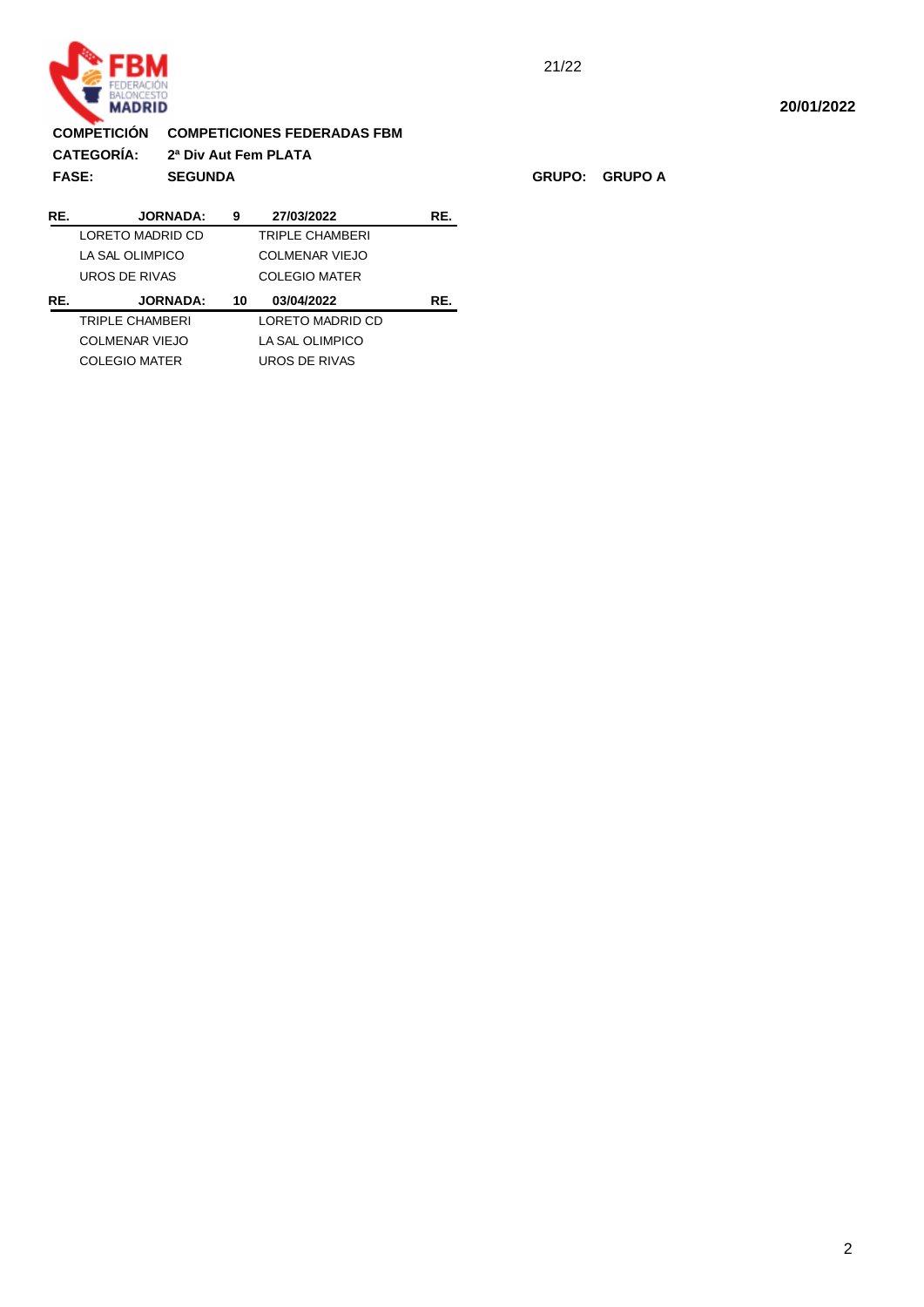21/22

**20/01/2022**

**COMPETICIÓN** **COMPETICIONES FEDERADAS FBM**

**CATEGORÍA:** **2ª Div Aut Fem PLATA**

**FASE:** **SEGUNDA**

**GRUPO:** **GRUPO A**

| RE. | JORNADA: | 9 | 27/03/2022 | RE. |
|---|---|---|---|---|
| | LORETO MADRID CD | | TRIPLE CHAMBERI | |
| | LA SAL OLIMPICO | | COLMENAR VIEJO | |
| | UROS DE RIVAS | | COLEGIO MATER | |

| RE. | JORNADA: | 10 | 03/04/2022 | RE. |
|---|---|---|---|---|
| | TRIPLE CHAMBERI | | LORETO MADRID CD | |
| | COLMENAR VIEJO | | LA SAL OLIMPICO | |
| | COLEGIO MATER | | UROS DE RIVAS | |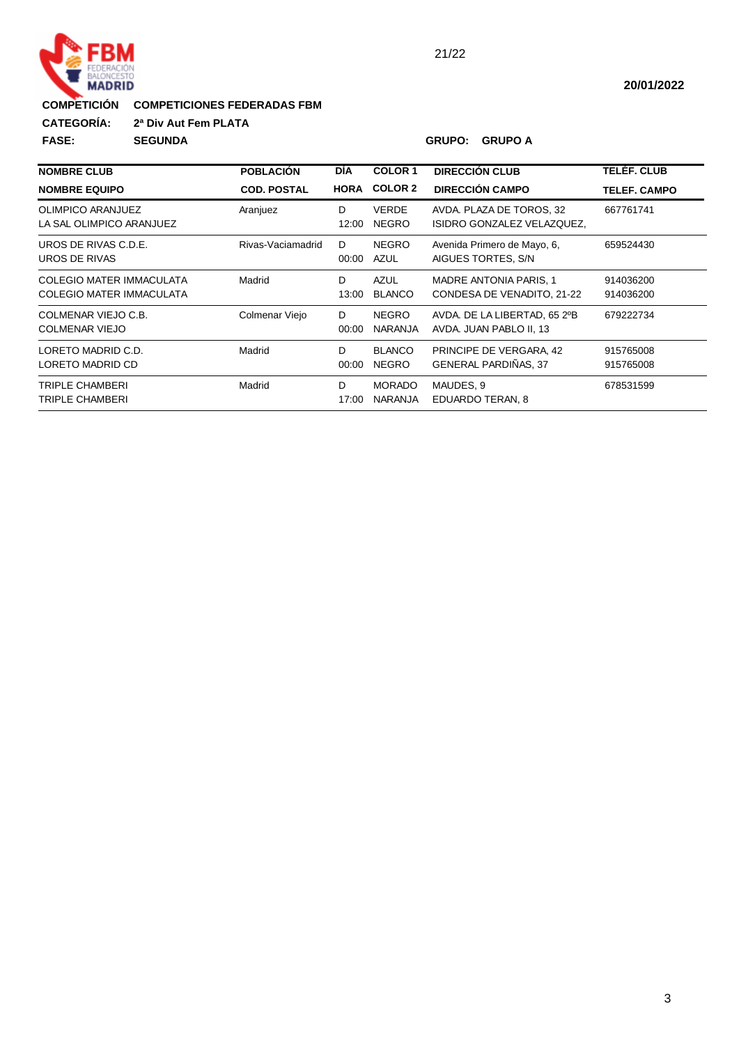21/22

**20/01/2022**

**COMPETICIÓN** **COMPETICIONES FEDERADAS FBM**

**CATEGORÍA:** **2ª Div Aut Fem PLATA**

**FASE:** **SEGUNDA** **GRUPO:** **GRUPO A**

| NOMBRE CLUB / NOMBRE EQUIPO | POBLACIÓN / COD. POSTAL | DÍA / HORA | COLOR 1 / COLOR 2 | DIRECCIÓN CLUB / DIRECCIÓN CAMPO | TELÉF. CLUB / TELEF. CAMPO |
|---|---|---|---|---|---|
| OLIMPICO ARANJUEZ<br>LA SAL OLIMPICO ARANJUEZ | Aranjuez | D<br>12:00 | VERDE<br>NEGRO | AVDA. PLAZA DE TOROS, 32<br>ISIDRO GONZALEZ VELAZQUEZ, | 667761741 |
| UROS DE RIVAS C.D.E.<br>UROS DE RIVAS | Rivas-Vaciamadrid | D<br>00:00 | NEGRO<br>AZUL | Avenida Primero de Mayo, 6,<br>AIGUES TORTES, S/N | 659524430 |
| COLEGIO MATER IMMACULATA<br>COLEGIO MATER IMMACULATA | Madrid | D<br>13:00 | AZUL<br>BLANCO | MADRE ANTONIA PARIS, 1<br>CONDESA DE VENADITO, 21-22 | 914036200<br>914036200 |
| COLMENAR VIEJO C.B.<br>COLMENAR VIEJO | Colmenar Viejo | D<br>00:00 | NEGRO<br>NARANJA | AVDA. DE LA LIBERTAD, 65 2ºB<br>AVDA. JUAN PABLO II, 13 | 679222734 |
| LORETO MADRID C.D.<br>LORETO MADRID CD | Madrid | D<br>00:00 | BLANCO<br>NEGRO | PRINCIPE DE VERGARA, 42<br>GENERAL PARDIÑAS, 37 | 915765008<br>915765008 |
| TRIPLE CHAMBERI<br>TRIPLE CHAMBERI | Madrid | D<br>17:00 | MORADO<br>NARANJA | MAUDES, 9<br>EDUARDO TERAN, 8 | 678531599 |